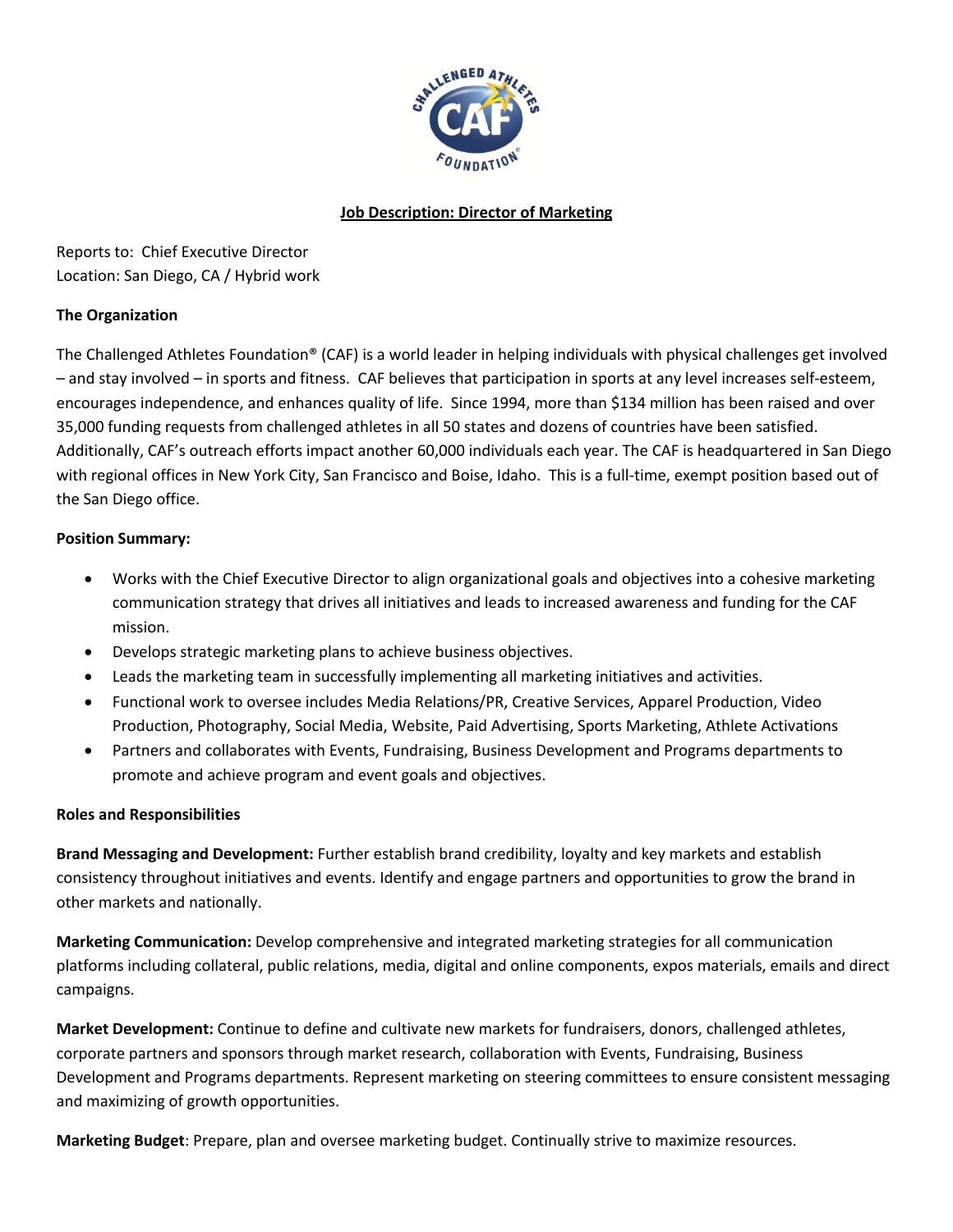# Job Description: Director of Marketing

Reports to: Chief Executive Director
Location: San Diego, CA / Hybrid work

**The Organization**

The Challenged Athletes Foundation® (CAF) is a world leader in helping individuals with physical challenges get involved – and stay involved – in sports and fitness. CAF believes that participation in sports at any level increases self-esteem, encourages independence, and enhances quality of life. Since 1994, more than $134 million has been raised and over 35,000 funding requests from challenged athletes in all 50 states and dozens of countries have been satisfied. Additionally, CAF's outreach efforts impact another 60,000 individuals each year. The CAF is headquartered in San Diego with regional offices in New York City, San Francisco and Boise, Idaho. This is a full-time, exempt position based out of the San Diego office.

**Position Summary:**

- Works with the Chief Executive Director to align organizational goals and objectives into a cohesive marketing communication strategy that drives all initiatives and leads to increased awareness and funding for the CAF mission.
- Develops strategic marketing plans to achieve business objectives.
- Leads the marketing team in successfully implementing all marketing initiatives and activities.
- Functional work to oversee includes Media Relations/PR, Creative Services, Apparel Production, Video Production, Photography, Social Media, Website, Paid Advertising, Sports Marketing, Athlete Activations
- Partners and collaborates with Events, Fundraising, Business Development and Programs departments to promote and achieve program and event goals and objectives.

**Roles and Responsibilities**

**Brand Messaging and Development:** Further establish brand credibility, loyalty and key markets and establish consistency throughout initiatives and events. Identify and engage partners and opportunities to grow the brand in other markets and nationally.

**Marketing Communication:** Develop comprehensive and integrated marketing strategies for all communication platforms including collateral, public relations, media, digital and online components, expos materials, emails and direct campaigns.

**Market Development:** Continue to define and cultivate new markets for fundraisers, donors, challenged athletes, corporate partners and sponsors through market research, collaboration with Events, Fundraising, Business Development and Programs departments. Represent marketing on steering committees to ensure consistent messaging and maximizing of growth opportunities.

**Marketing Budget**: Prepare, plan and oversee marketing budget. Continually strive to maximize resources.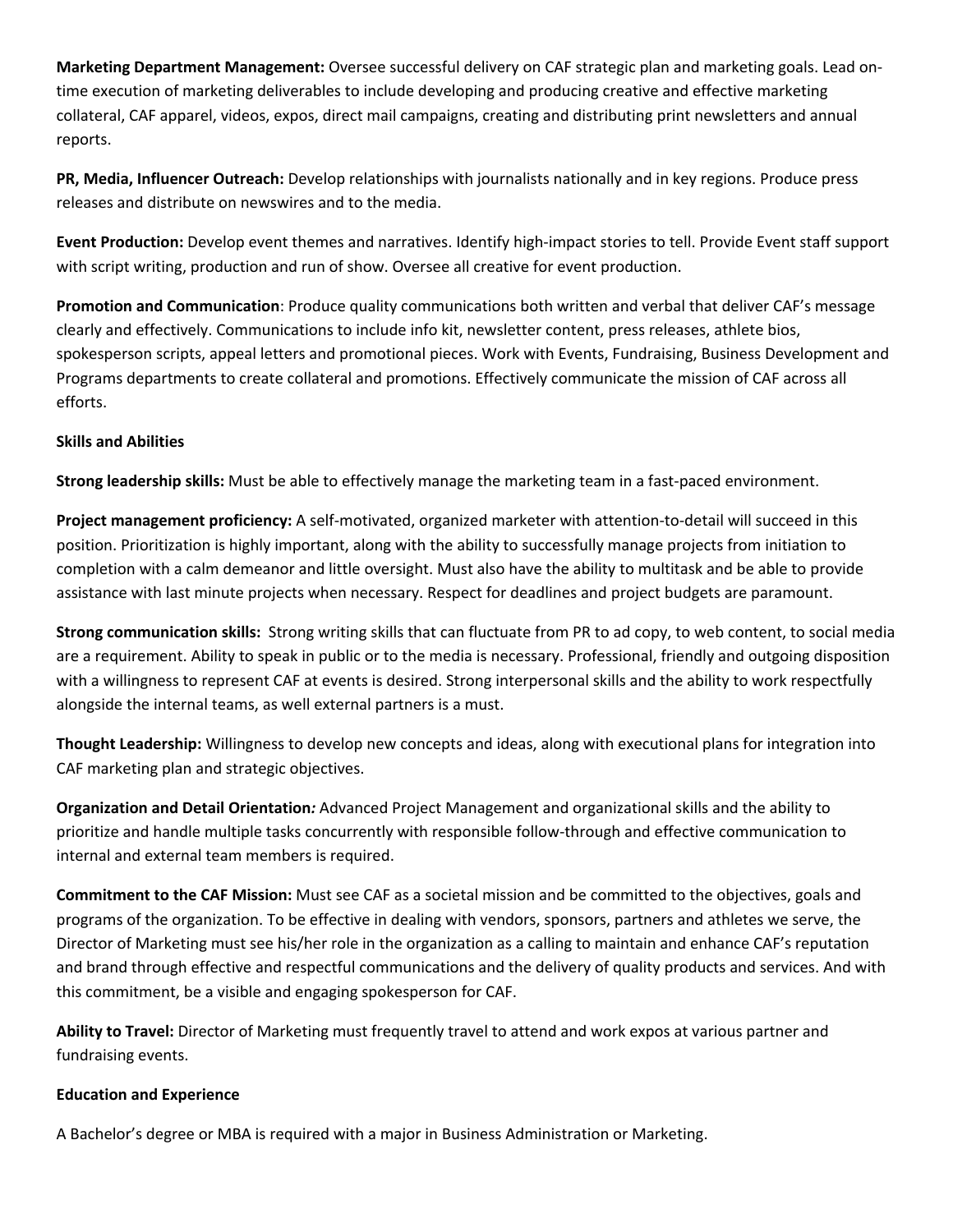**Marketing Department Management:** Oversee successful delivery on CAF strategic plan and marketing goals. Lead on-time execution of marketing deliverables to include developing and producing creative and effective marketing collateral, CAF apparel, videos, expos, direct mail campaigns, creating and distributing print newsletters and annual reports.

**PR, Media, Influencer Outreach:** Develop relationships with journalists nationally and in key regions. Produce press releases and distribute on newswires and to the media.

**Event Production:** Develop event themes and narratives. Identify high-impact stories to tell. Provide Event staff support with script writing, production and run of show. Oversee all creative for event production.

**Promotion and Communication**: Produce quality communications both written and verbal that deliver CAF's message clearly and effectively. Communications to include info kit, newsletter content, press releases, athlete bios, spokesperson scripts, appeal letters and promotional pieces. Work with Events, Fundraising, Business Development and Programs departments to create collateral and promotions. Effectively communicate the mission of CAF across all efforts.

**Skills and Abilities**

**Strong leadership skills:** Must be able to effectively manage the marketing team in a fast-paced environment.

**Project management proficiency:** A self-motivated, organized marketer with attention-to-detail will succeed in this position. Prioritization is highly important, along with the ability to successfully manage projects from initiation to completion with a calm demeanor and little oversight. Must also have the ability to multitask and be able to provide assistance with last minute projects when necessary. Respect for deadlines and project budgets are paramount.

**Strong communication skills:** Strong writing skills that can fluctuate from PR to ad copy, to web content, to social media are a requirement. Ability to speak in public or to the media is necessary. Professional, friendly and outgoing disposition with a willingness to represent CAF at events is desired. Strong interpersonal skills and the ability to work respectfully alongside the internal teams, as well external partners is a must.

**Thought Leadership:** Willingness to develop new concepts and ideas, along with executional plans for integration into CAF marketing plan and strategic objectives.

**Organization and Detail Orientation***:* Advanced Project Management and organizational skills and the ability to prioritize and handle multiple tasks concurrently with responsible follow-through and effective communication to internal and external team members is required.

**Commitment to the CAF Mission:** Must see CAF as a societal mission and be committed to the objectives, goals and programs of the organization. To be effective in dealing with vendors, sponsors, partners and athletes we serve, the Director of Marketing must see his/her role in the organization as a calling to maintain and enhance CAF's reputation and brand through effective and respectful communications and the delivery of quality products and services. And with this commitment, be a visible and engaging spokesperson for CAF.

**Ability to Travel:** Director of Marketing must frequently travel to attend and work expos at various partner and fundraising events.

**Education and Experience**

A Bachelor's degree or MBA is required with a major in Business Administration or Marketing.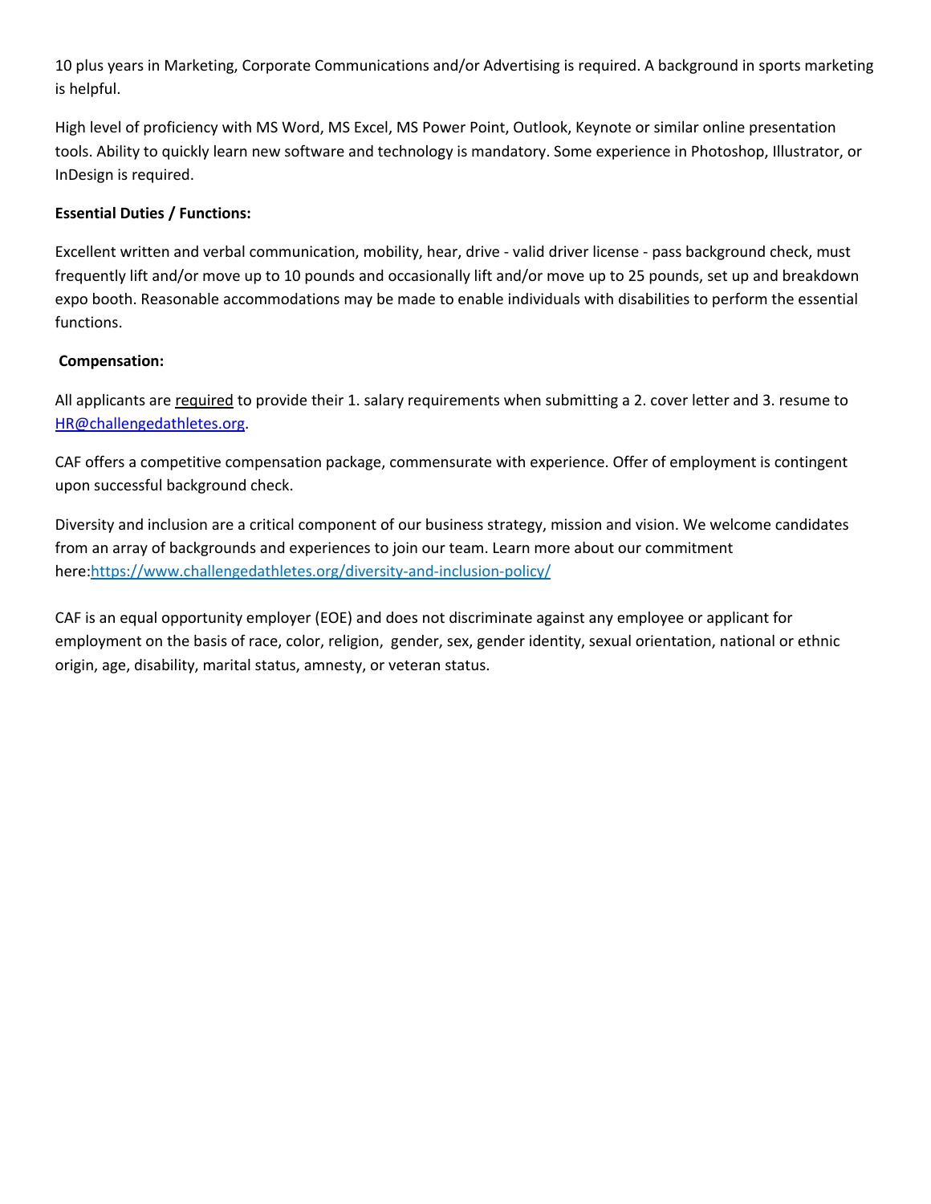10 plus years in Marketing, Corporate Communications and/or Advertising is required. A background in sports marketing is helpful.

High level of proficiency with MS Word, MS Excel, MS Power Point, Outlook, Keynote or similar online presentation tools. Ability to quickly learn new software and technology is mandatory. Some experience in Photoshop, Illustrator, or InDesign is required.

**Essential Duties / Functions:**

Excellent written and verbal communication, mobility, hear, drive - valid driver license - pass background check, must frequently lift and/or move up to 10 pounds and occasionally lift and/or move up to 25 pounds, set up and breakdown expo booth. Reasonable accommodations may be made to enable individuals with disabilities to perform the essential functions.

**Compensation:**

All applicants are required to provide their 1. salary requirements when submitting a 2. cover letter and 3. resume to HR@challengedathletes.org.

CAF offers a competitive compensation package, commensurate with experience. Offer of employment is contingent upon successful background check.

Diversity and inclusion are a critical component of our business strategy, mission and vision. We welcome candidates from an array of backgrounds and experiences to join our team. Learn more about our commitment here:https://www.challengedathletes.org/diversity-and-inclusion-policy/

CAF is an equal opportunity employer (EOE) and does not discriminate against any employee or applicant for employment on the basis of race, color, religion, gender, sex, gender identity, sexual orientation, national or ethnic origin, age, disability, marital status, amnesty, or veteran status.